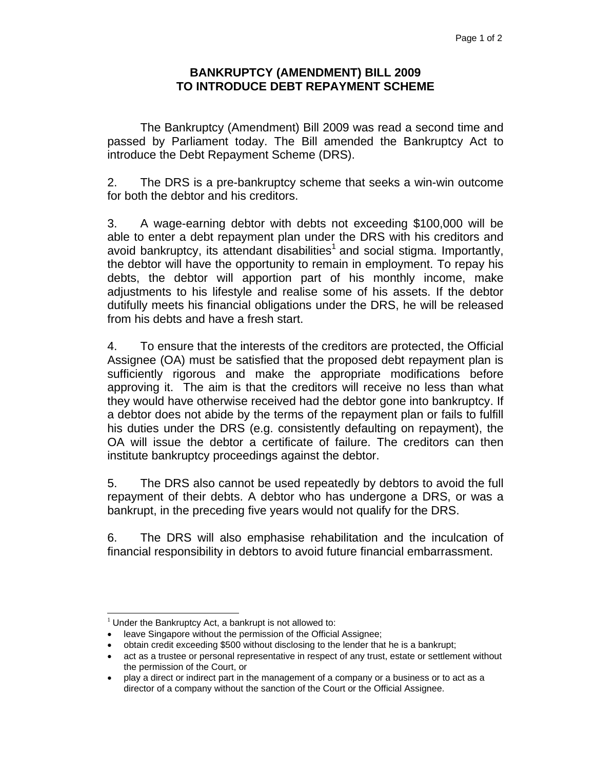# BANKRUPTCY (AMENDMENT) BILL 2009 TO INTRODUCE DEBT REPAYMENT SCHEME

The Bankruptcy (Amendment) Bill 2009 was read a second time and passed by Parliament today. The Bill amended the Bankruptcy Act to introduce the Debt Repayment Scheme (DRS).

2. The DRS is a pre-bankruptcy scheme that seeks a win-win outcome for both the debtor and his creditors.

3. A wage-earning debtor with debts not exceeding $100,000 will be able to enter a debt repayment plan under the DRS with his creditors and avoid bankruptcy, its attendant disabilities[1] and social stigma. Importantly, the debtor will have the opportunity to remain in employment. To repay his debts, the debtor will apportion part of his monthly income, make adjustments to his lifestyle and realise some of his assets. If the debtor dutifully meets his financial obligations under the DRS, he will be released from his debts and have a fresh start.

4. To ensure that the interests of the creditors are protected, the Official Assignee (OA) must be satisfied that the proposed debt repayment plan is sufficiently rigorous and make the appropriate modifications before approving it. The aim is that the creditors will receive no less than what they would have otherwise received had the debtor gone into bankruptcy. If a debtor does not abide by the terms of the repayment plan or fails to fulfill his duties under the DRS (e.g. consistently defaulting on repayment), the OA will issue the debtor a certificate of failure. The creditors can then institute bankruptcy proceedings against the debtor.

5. The DRS also cannot be used repeatedly by debtors to avoid the full repayment of their debts. A debtor who has undergone a DRS, or was a bankrupt, in the preceding five years would not qualify for the DRS.

6. The DRS will also emphasise rehabilitation and the inculcation of financial responsibility in debtors to avoid future financial embarrassment.

---

[1] Under the Bankruptcy Act, a bankrupt is not allowed to:

- leave Singapore without the permission of the Official Assignee;
- obtain credit exceeding $500 without disclosing to the lender that he is a bankrupt;
- act as a trustee or personal representative in respect of any trust, estate or settlement without the permission of the Court, or
- play a direct or indirect part in the management of a company or a business or to act as a director of a company without the sanction of the Court or the Official Assignee.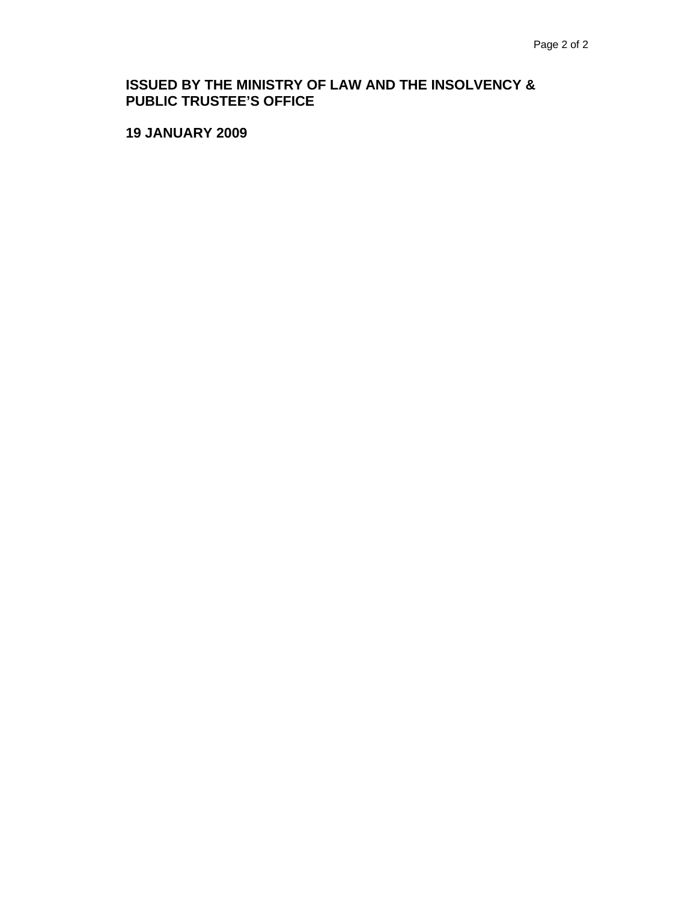**ISSUED BY THE MINISTRY OF LAW AND THE INSOLVENCY & PUBLIC TRUSTEE'S OFFICE**

**19 JANUARY 2009**